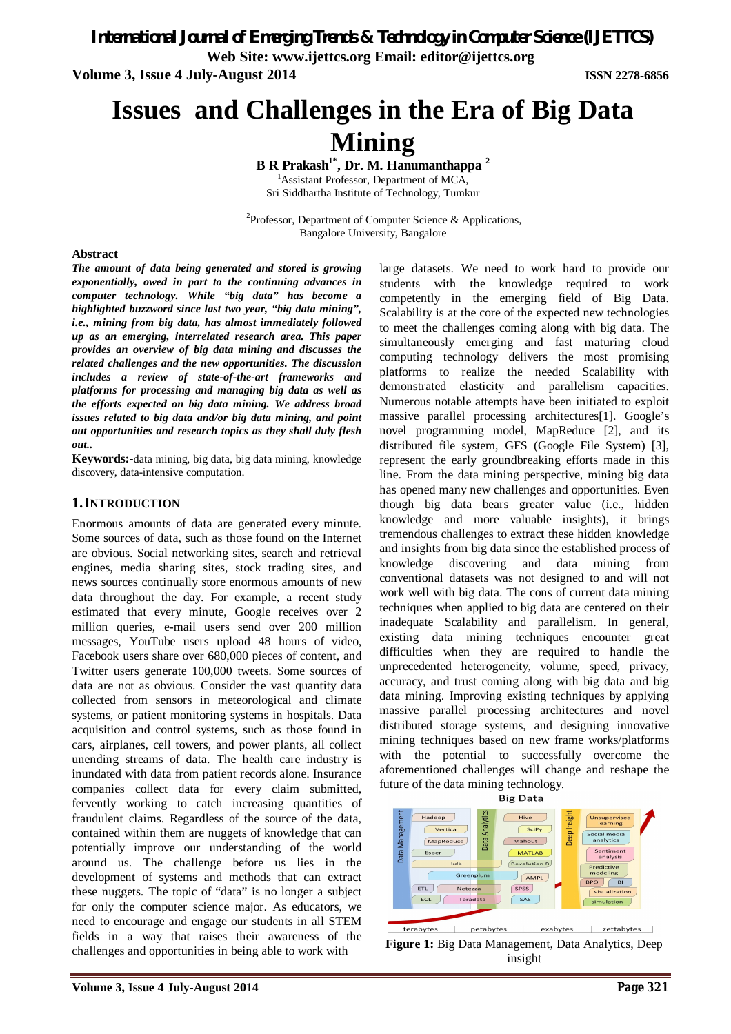# Issues and Challenges in the Era of Big Data Mining

**B R Prakash[1*], Dr. M. Hanumanthappa [2]**

[1]Assistant Professor, Department of MCA,
Sri Siddhartha Institute of Technology, Tumkur

[2]Professor, Department of Computer Science & Applications,
Bangalore University, Bangalore

**Abstract**

***The amount of data being generated and stored is growing exponentially, owed in part to the continuing advances in computer technology. While "big data" has become a highlighted buzzword since last two year, "big data mining", i.e., mining from big data, has almost immediately followed up as an emerging, interrelated research area. This paper provides an overview of big data mining and discusses the related challenges and the new opportunities. The discussion includes a review of state-of-the-art frameworks and platforms for processing and managing big data as well as the efforts expected on big data mining. We address broad issues related to big data and/or big data mining, and point out opportunities and research topics as they shall duly flesh out..***

**Keywords:-**data mining, big data, big data mining, knowledge discovery, data-intensive computation.

## 1. INTRODUCTION

Enormous amounts of data are generated every minute. Some sources of data, such as those found on the Internet are obvious. Social networking sites, search and retrieval engines, media sharing sites, stock trading sites, and news sources continually store enormous amounts of new data throughout the day. For example, a recent study estimated that every minute, Google receives over 2 million queries, e-mail users send over 200 million messages, YouTube users upload 48 hours of video, Facebook users share over 680,000 pieces of content, and Twitter users generate 100,000 tweets. Some sources of data are not as obvious. Consider the vast quantity data collected from sensors in meteorological and climate systems, or patient monitoring systems in hospitals. Data acquisition and control systems, such as those found in cars, airplanes, cell towers, and power plants, all collect unending streams of data. The health care industry is inundated with data from patient records alone. Insurance companies collect data for every claim submitted, fervently working to catch increasing quantities of fraudulent claims. Regardless of the source of the data, contained within them are nuggets of knowledge that can potentially improve our understanding of the world around us. The challenge before us lies in the development of systems and methods that can extract these nuggets. The topic of "data" is no longer a subject for only the computer science major. As educators, we need to encourage and engage our students in all STEM fields in a way that raises their awareness of the challenges and opportunities in being able to work with large datasets. We need to work hard to provide our students with the knowledge required to work competently in the emerging field of Big Data. Scalability is at the core of the expected new technologies to meet the challenges coming along with big data. The simultaneously emerging and fast maturing cloud computing technology delivers the most promising platforms to realize the needed Scalability with demonstrated elasticity and parallelism capacities. Numerous notable attempts have been initiated to exploit massive parallel processing architectures[1]. Google's novel programming model, MapReduce [2], and its distributed file system, GFS (Google File System) [3], represent the early groundbreaking efforts made in this line. From the data mining perspective, mining big data has opened many new challenges and opportunities. Even though big data bears greater value (i.e., hidden knowledge and more valuable insights), it brings tremendous challenges to extract these hidden knowledge and insights from big data since the established process of knowledge discovering and data mining from conventional datasets was not designed to and will not work well with big data. The cons of current data mining techniques when applied to big data are centered on their inadequate Scalability and parallelism. In general, existing data mining techniques encounter great difficulties when they are required to handle the unprecedented heterogeneity, volume, speed, privacy, accuracy, and trust coming along with big data and big data mining. Improving existing techniques by applying massive parallel processing architectures and novel distributed storage systems, and designing innovative mining techniques based on new frame works/platforms with the potential to successfully overcome the aforementioned challenges will change and reshape the future of the data mining technology.

**Figure 1:** Big Data Management, Data Analytics, Deep insight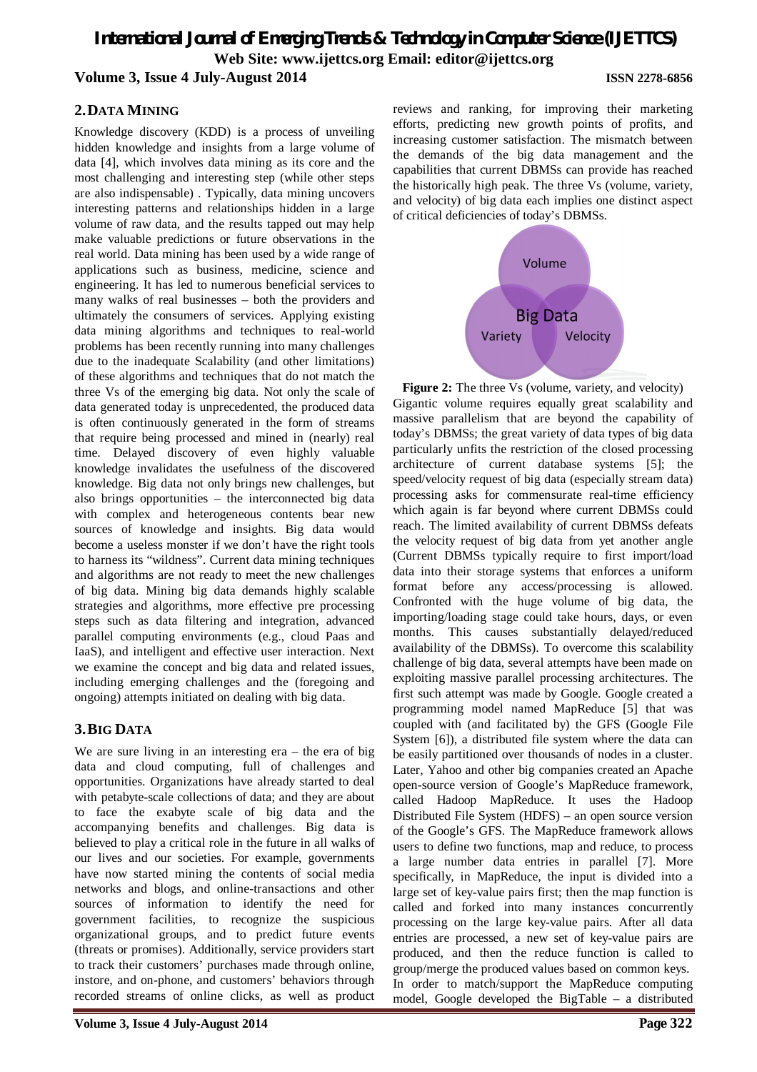## 2. DATA MINING

Knowledge discovery (KDD) is a process of unveiling hidden knowledge and insights from a large volume of data [4], which involves data mining as its core and the most challenging and interesting step (while other steps are also indispensable) . Typically, data mining uncovers interesting patterns and relationships hidden in a large volume of raw data, and the results tapped out may help make valuable predictions or future observations in the real world. Data mining has been used by a wide range of applications such as business, medicine, science and engineering. It has led to numerous beneficial services to many walks of real businesses – both the providers and ultimately the consumers of services. Applying existing data mining algorithms and techniques to real-world problems has been recently running into many challenges due to the inadequate Scalability (and other limitations) of these algorithms and techniques that do not match the three Vs of the emerging big data. Not only the scale of data generated today is unprecedented, the produced data is often continuously generated in the form of streams that require being processed and mined in (nearly) real time. Delayed discovery of even highly valuable knowledge invalidates the usefulness of the discovered knowledge. Big data not only brings new challenges, but also brings opportunities – the interconnected big data with complex and heterogeneous contents bear new sources of knowledge and insights. Big data would become a useless monster if we don't have the right tools to harness its "wildness". Current data mining techniques and algorithms are not ready to meet the new challenges of big data. Mining big data demands highly scalable strategies and algorithms, more effective pre processing steps such as data filtering and integration, advanced parallel computing environments (e.g., cloud Paas and IaaS), and intelligent and effective user interaction. Next we examine the concept and big data and related issues, including emerging challenges and the (foregoing and ongoing) attempts initiated on dealing with big data.

## 3. BIG DATA

We are sure living in an interesting era – the era of big data and cloud computing, full of challenges and opportunities. Organizations have already started to deal with petabyte-scale collections of data; and they are about to face the exabyte scale of big data and the accompanying benefits and challenges. Big data is believed to play a critical role in the future in all walks of our lives and our societies. For example, governments have now started mining the contents of social media networks and blogs, and online-transactions and other sources of information to identify the need for government facilities, to recognize the suspicious organizational groups, and to predict future events (threats or promises). Additionally, service providers start to track their customers' purchases made through online, instore, and on-phone, and customers' behaviors through recorded streams of online clicks, as well as product reviews and ranking, for improving their marketing efforts, predicting new growth points of profits, and increasing customer satisfaction. The mismatch between the demands of the big data management and the capabilities that current DBMSs can provide has reached the historically high peak. The three Vs (volume, variety, and velocity) of big data each implies one distinct aspect of critical deficiencies of today's DBMSs.

**Figure 2:** The three Vs (volume, variety, and velocity)

Gigantic volume requires equally great scalability and massive parallelism that are beyond the capability of today's DBMSs; the great variety of data types of big data particularly unfits the restriction of the closed processing architecture of current database systems [5]; the speed/velocity request of big data (especially stream data) processing asks for commensurate real-time efficiency which again is far beyond where current DBMSs could reach. The limited availability of current DBMSs defeats the velocity request of big data from yet another angle (Current DBMSs typically require to first import/load data into their storage systems that enforces a uniform format before any access/processing is allowed. Confronted with the huge volume of big data, the importing/loading stage could take hours, days, or even months. This causes substantially delayed/reduced availability of the DBMSs). To overcome this scalability challenge of big data, several attempts have been made on exploiting massive parallel processing architectures. The first such attempt was made by Google. Google created a programming model named MapReduce [5] that was coupled with (and facilitated by) the GFS (Google File System [6]), a distributed file system where the data can be easily partitioned over thousands of nodes in a cluster. Later, Yahoo and other big companies created an Apache open-source version of Google's MapReduce framework, called Hadoop MapReduce. It uses the Hadoop Distributed File System (HDFS) – an open source version of the Google's GFS. The MapReduce framework allows users to define two functions, map and reduce, to process a large number data entries in parallel [7]. More specifically, in MapReduce, the input is divided into a large set of key-value pairs first; then the map function is called and forked into many instances concurrently processing on the large key-value pairs. After all data entries are processed, a new set of key-value pairs are produced, and then the reduce function is called to group/merge the produced values based on common keys. In order to match/support the MapReduce computing model, Google developed the BigTable – a distributed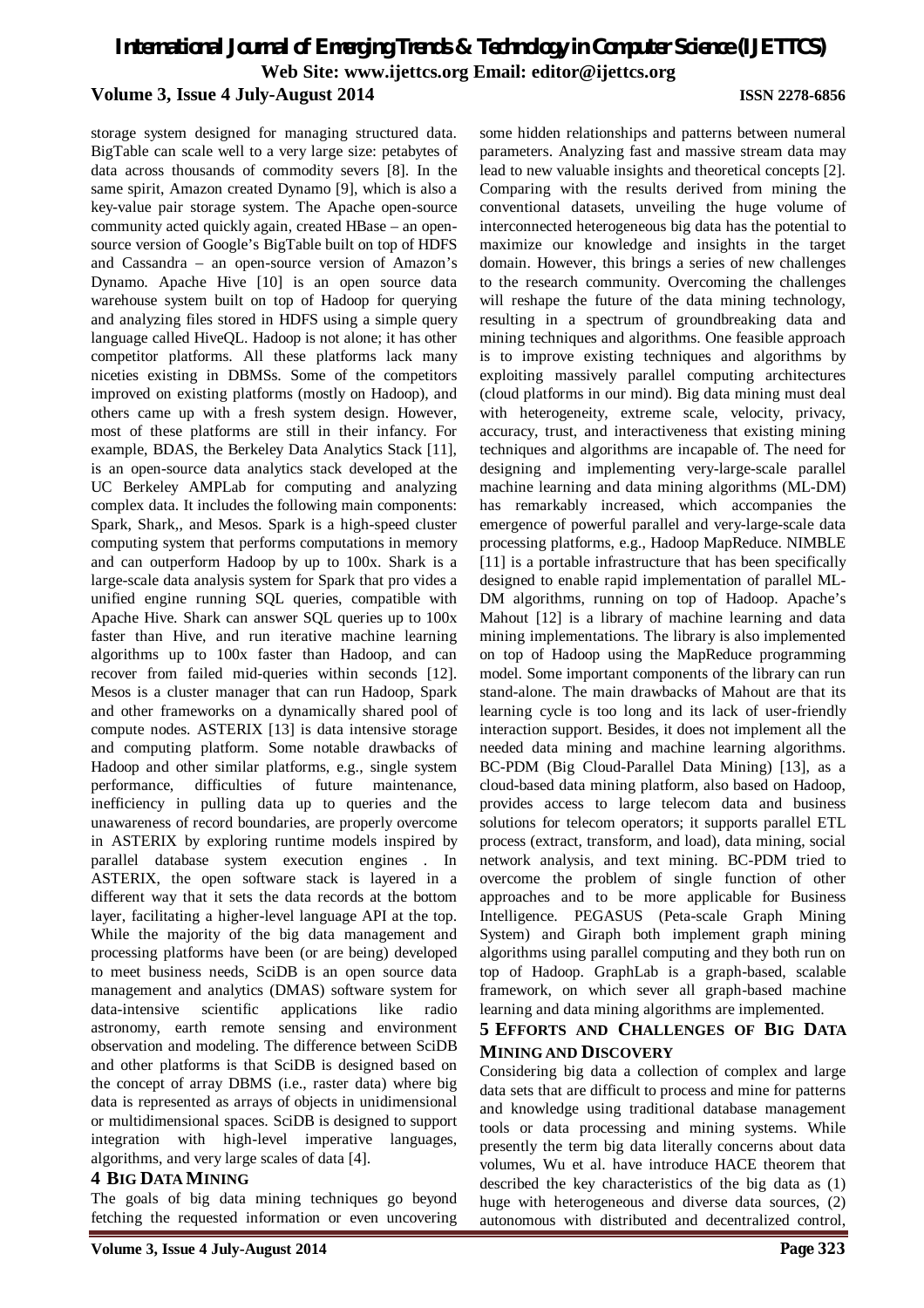storage system designed for managing structured data. BigTable can scale well to a very large size: petabytes of data across thousands of commodity severs [8]. In the same spirit, Amazon created Dynamo [9], which is also a key-value pair storage system. The Apache open-source community acted quickly again, created HBase – an open-source version of Google's BigTable built on top of HDFS and Cassandra – an open-source version of Amazon's Dynamo. Apache Hive [10] is an open source data warehouse system built on top of Hadoop for querying and analyzing files stored in HDFS using a simple query language called HiveQL. Hadoop is not alone; it has other competitor platforms. All these platforms lack many niceties existing in DBMSs. Some of the competitors improved on existing platforms (mostly on Hadoop), and others came up with a fresh system design. However, most of these platforms are still in their infancy. For example, BDAS, the Berkeley Data Analytics Stack [11], is an open-source data analytics stack developed at the UC Berkeley AMPLab for computing and analyzing complex data. It includes the following main components: Spark, Shark,, and Mesos. Spark is a high-speed cluster computing system that performs computations in memory and can outperform Hadoop by up to 100x. Shark is a large-scale data analysis system for Spark that pro vides a unified engine running SQL queries, compatible with Apache Hive. Shark can answer SQL queries up to 100x faster than Hive, and run iterative machine learning algorithms up to 100x faster than Hadoop, and can recover from failed mid-queries within seconds [12]. Mesos is a cluster manager that can run Hadoop, Spark and other frameworks on a dynamically shared pool of compute nodes. ASTERIX [13] is data intensive storage and computing platform. Some notable drawbacks of Hadoop and other similar platforms, e.g., single system performance, difficulties of future maintenance, inefficiency in pulling data up to queries and the unawareness of record boundaries, are properly overcome in ASTERIX by exploring runtime models inspired by parallel database system execution engines . In ASTERIX, the open software stack is layered in a different way that it sets the data records at the bottom layer, facilitating a higher-level language API at the top. While the majority of the big data management and processing platforms have been (or are being) developed to meet business needs, SciDB is an open source data management and analytics (DMAS) software system for data-intensive scientific applications like radio astronomy, earth remote sensing and environment observation and modeling. The difference between SciDB and other platforms is that SciDB is designed based on the concept of array DBMS (i.e., raster data) where big data is represented as arrays of objects in unidimensional or multidimensional spaces. SciDB is designed to support integration with high-level imperative languages, algorithms, and very large scales of data [4].

## 4 BIG DATA MINING

The goals of big data mining techniques go beyond fetching the requested information or even uncovering some hidden relationships and patterns between numeral parameters. Analyzing fast and massive stream data may lead to new valuable insights and theoretical concepts [2]. Comparing with the results derived from mining the conventional datasets, unveiling the huge volume of interconnected heterogeneous big data has the potential to maximize our knowledge and insights in the target domain. However, this brings a series of new challenges to the research community. Overcoming the challenges will reshape the future of the data mining technology, resulting in a spectrum of groundbreaking data and mining techniques and algorithms. One feasible approach is to improve existing techniques and algorithms by exploiting massively parallel computing architectures (cloud platforms in our mind). Big data mining must deal with heterogeneity, extreme scale, velocity, privacy, accuracy, trust, and interactiveness that existing mining techniques and algorithms are incapable of. The need for designing and implementing very-large-scale parallel machine learning and data mining algorithms (ML-DM) has remarkably increased, which accompanies the emergence of powerful parallel and very-large-scale data processing platforms, e.g., Hadoop MapReduce. NIMBLE [11] is a portable infrastructure that has been specifically designed to enable rapid implementation of parallel ML-DM algorithms, running on top of Hadoop. Apache's Mahout [12] is a library of machine learning and data mining implementations. The library is also implemented on top of Hadoop using the MapReduce programming model. Some important components of the library can run stand-alone. The main drawbacks of Mahout are that its learning cycle is too long and its lack of user-friendly interaction support. Besides, it does not implement all the needed data mining and machine learning algorithms. BC-PDM (Big Cloud-Parallel Data Mining) [13], as a cloud-based data mining platform, also based on Hadoop, provides access to large telecom data and business solutions for telecom operators; it supports parallel ETL process (extract, transform, and load), data mining, social network analysis, and text mining. BC-PDM tried to overcome the problem of single function of other approaches and to be more applicable for Business Intelligence. PEGASUS (Peta-scale Graph Mining System) and Giraph both implement graph mining algorithms using parallel computing and they both run on top of Hadoop. GraphLab is a graph-based, scalable framework, on which sever all graph-based machine learning and data mining algorithms are implemented.

## 5 EFFORTS AND CHALLENGES OF BIG DATA MINING AND DISCOVERY

Considering big data a collection of complex and large data sets that are difficult to process and mine for patterns and knowledge using traditional database management tools or data processing and mining systems. While presently the term big data literally concerns about data volumes, Wu et al. have introduce HACE theorem that described the key characteristics of the big data as (1) huge with heterogeneous and diverse data sources, (2) autonomous with distributed and decentralized control,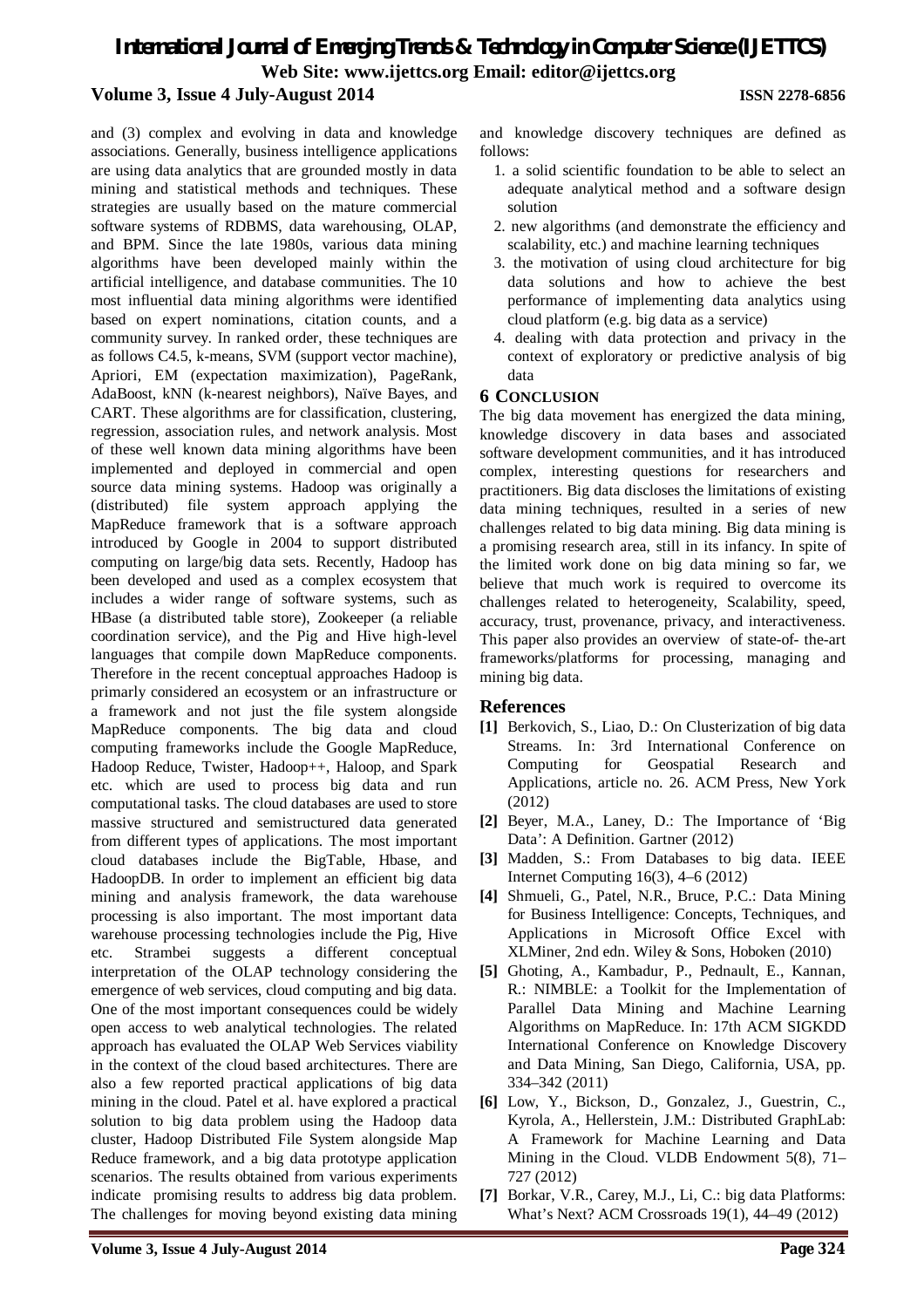and (3) complex and evolving in data and knowledge associations. Generally, business intelligence applications are using data analytics that are grounded mostly in data mining and statistical methods and techniques. These strategies are usually based on the mature commercial software systems of RDBMS, data warehousing, OLAP, and BPM. Since the late 1980s, various data mining algorithms have been developed mainly within the artificial intelligence, and database communities. The 10 most influential data mining algorithms were identified based on expert nominations, citation counts, and a community survey. In ranked order, these techniques are as follows C4.5, k-means, SVM (support vector machine), Apriori, EM (expectation maximization), PageRank, AdaBoost, kNN (k-nearest neighbors), Naïve Bayes, and CART. These algorithms are for classification, clustering, regression, association rules, and network analysis. Most of these well known data mining algorithms have been implemented and deployed in commercial and open source data mining systems. Hadoop was originally a (distributed) file system approach applying the MapReduce framework that is a software approach introduced by Google in 2004 to support distributed computing on large/big data sets. Recently, Hadoop has been developed and used as a complex ecosystem that includes a wider range of software systems, such as HBase (a distributed table store), Zookeeper (a reliable coordination service), and the Pig and Hive high-level languages that compile down MapReduce components. Therefore in the recent conceptual approaches Hadoop is primarly considered an ecosystem or an infrastructure or a framework and not just the file system alongside MapReduce components. The big data and cloud computing frameworks include the Google MapReduce, Hadoop Reduce, Twister, Hadoop++, Haloop, and Spark etc. which are used to process big data and run computational tasks. The cloud databases are used to store massive structured and semistructured data generated from different types of applications. The most important cloud databases include the BigTable, Hbase, and HadoopDB. In order to implement an efficient big data mining and analysis framework, the data warehouse processing is also important. The most important data warehouse processing technologies include the Pig, Hive etc. Strambei suggests a different conceptual interpretation of the OLAP technology considering the emergence of web services, cloud computing and big data. One of the most important consequences could be widely open access to web analytical technologies. The related approach has evaluated the OLAP Web Services viability in the context of the cloud based architectures. There are also a few reported practical applications of big data mining in the cloud. Patel et al. have explored a practical solution to big data problem using the Hadoop data cluster, Hadoop Distributed File System alongside Map Reduce framework, and a big data prototype application scenarios. The results obtained from various experiments indicate promising results to address big data problem. The challenges for moving beyond existing data mining and knowledge discovery techniques are defined as follows:

1. a solid scientific foundation to be able to select an adequate analytical method and a software design solution
2. new algorithms (and demonstrate the efficiency and scalability, etc.) and machine learning techniques
3. the motivation of using cloud architecture for big data solutions and how to achieve the best performance of implementing data analytics using cloud platform (e.g. big data as a service)
4. dealing with data protection and privacy in the context of exploratory or predictive analysis of big data

## 6 CONCLUSION

The big data movement has energized the data mining, knowledge discovery in data bases and associated software development communities, and it has introduced complex, interesting questions for researchers and practitioners. Big data discloses the limitations of existing data mining techniques, resulted in a series of new challenges related to big data mining. Big data mining is a promising research area, still in its infancy. In spite of the limited work done on big data mining so far, we believe that much work is required to overcome its challenges related to heterogeneity, Scalability, speed, accuracy, trust, provenance, privacy, and interactiveness. This paper also provides an overview of state-of- the-art frameworks/platforms for processing, managing and mining big data.

## References

**[1]** Berkovich, S., Liao, D.: On Clusterization of big data Streams. In: 3rd International Conference on Computing for Geospatial Research and Applications, article no. 26. ACM Press, New York (2012)

**[2]** Beyer, M.A., Laney, D.: The Importance of 'Big Data': A Definition. Gartner (2012)

**[3]** Madden, S.: From Databases to big data. IEEE Internet Computing 16(3), 4–6 (2012)

**[4]** Shmueli, G., Patel, N.R., Bruce, P.C.: Data Mining for Business Intelligence: Concepts, Techniques, and Applications in Microsoft Office Excel with XLMiner, 2nd edn. Wiley & Sons, Hoboken (2010)

**[5]** Ghoting, A., Kambadur, P., Pednault, E., Kannan, R.: NIMBLE: a Toolkit for the Implementation of Parallel Data Mining and Machine Learning Algorithms on MapReduce. In: 17th ACM SIGKDD International Conference on Knowledge Discovery and Data Mining, San Diego, California, USA, pp. 334–342 (2011)

**[6]** Low, Y., Bickson, D., Gonzalez, J., Guestrin, C., Kyrola, A., Hellerstein, J.M.: Distributed GraphLab: A Framework for Machine Learning and Data Mining in the Cloud. VLDB Endowment 5(8), 71–727 (2012)

**[7]** Borkar, V.R., Carey, M.J., Li, C.: big data Platforms: What's Next? ACM Crossroads 19(1), 44–49 (2012)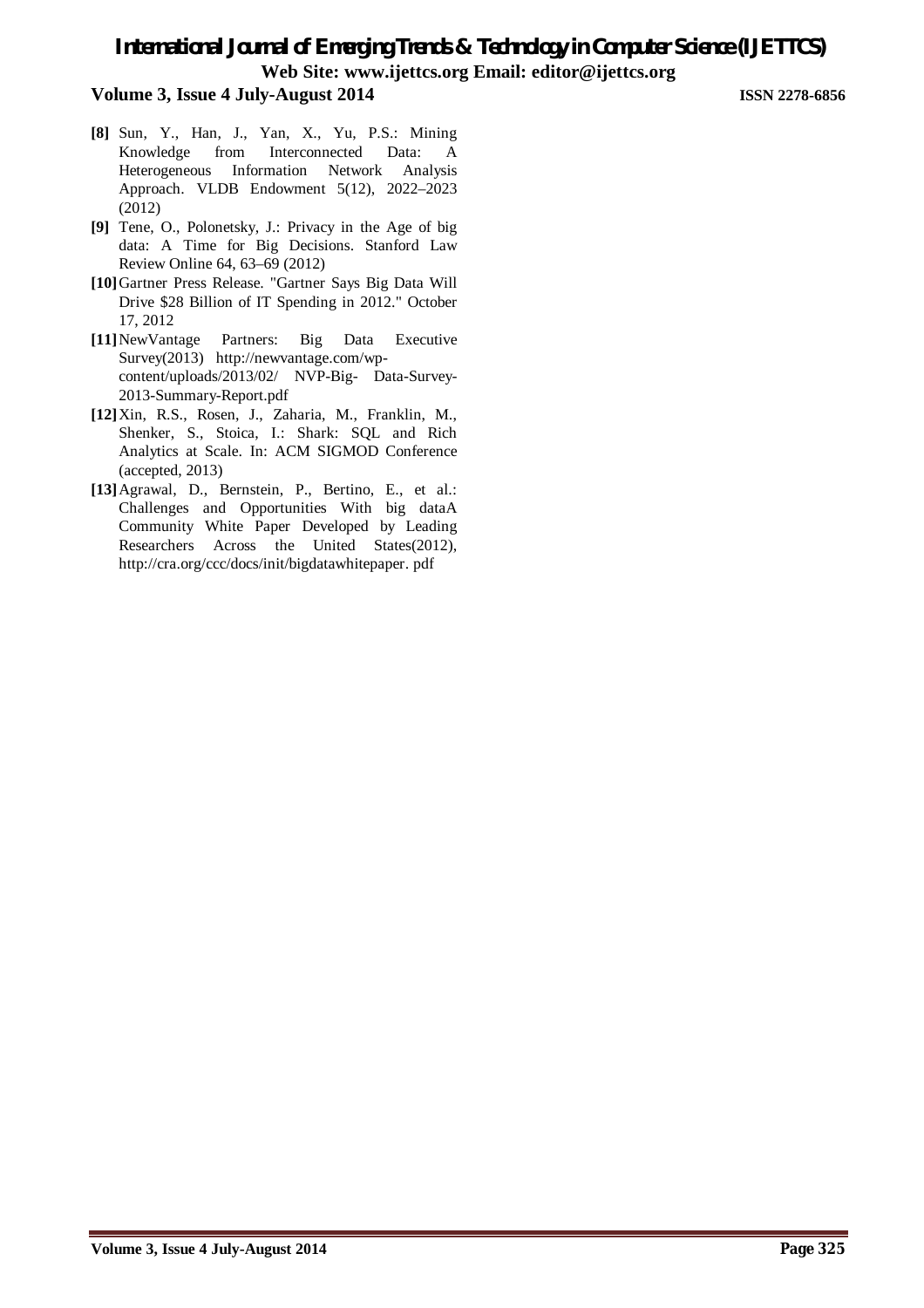**[8]** Sun, Y., Han, J., Yan, X., Yu, P.S.: Mining Knowledge from Interconnected Data: A Heterogeneous Information Network Analysis Approach. VLDB Endowment 5(12), 2022–2023 (2012)

**[9]** Tene, O., Polonetsky, J.: Privacy in the Age of big data: A Time for Big Decisions. Stanford Law Review Online 64, 63–69 (2012)

**[10]** Gartner Press Release. "Gartner Says Big Data Will Drive $28 Billion of IT Spending in 2012." October 17, 2012

**[11]** NewVantage Partners: Big Data Executive Survey(2013) http://newvantage.com/wp-content/uploads/2013/02/ NVP-Big- Data-Survey-2013-Summary-Report.pdf

**[12]** Xin, R.S., Rosen, J., Zaharia, M., Franklin, M., Shenker, S., Stoica, I.: Shark: SQL and Rich Analytics at Scale. In: ACM SIGMOD Conference (accepted, 2013)

**[13]** Agrawal, D., Bernstein, P., Bertino, E., et al.: Challenges and Opportunities With big dataA Community White Paper Developed by Leading Researchers Across the United States(2012), http://cra.org/ccc/docs/init/bigdatawhitepaper. pdf